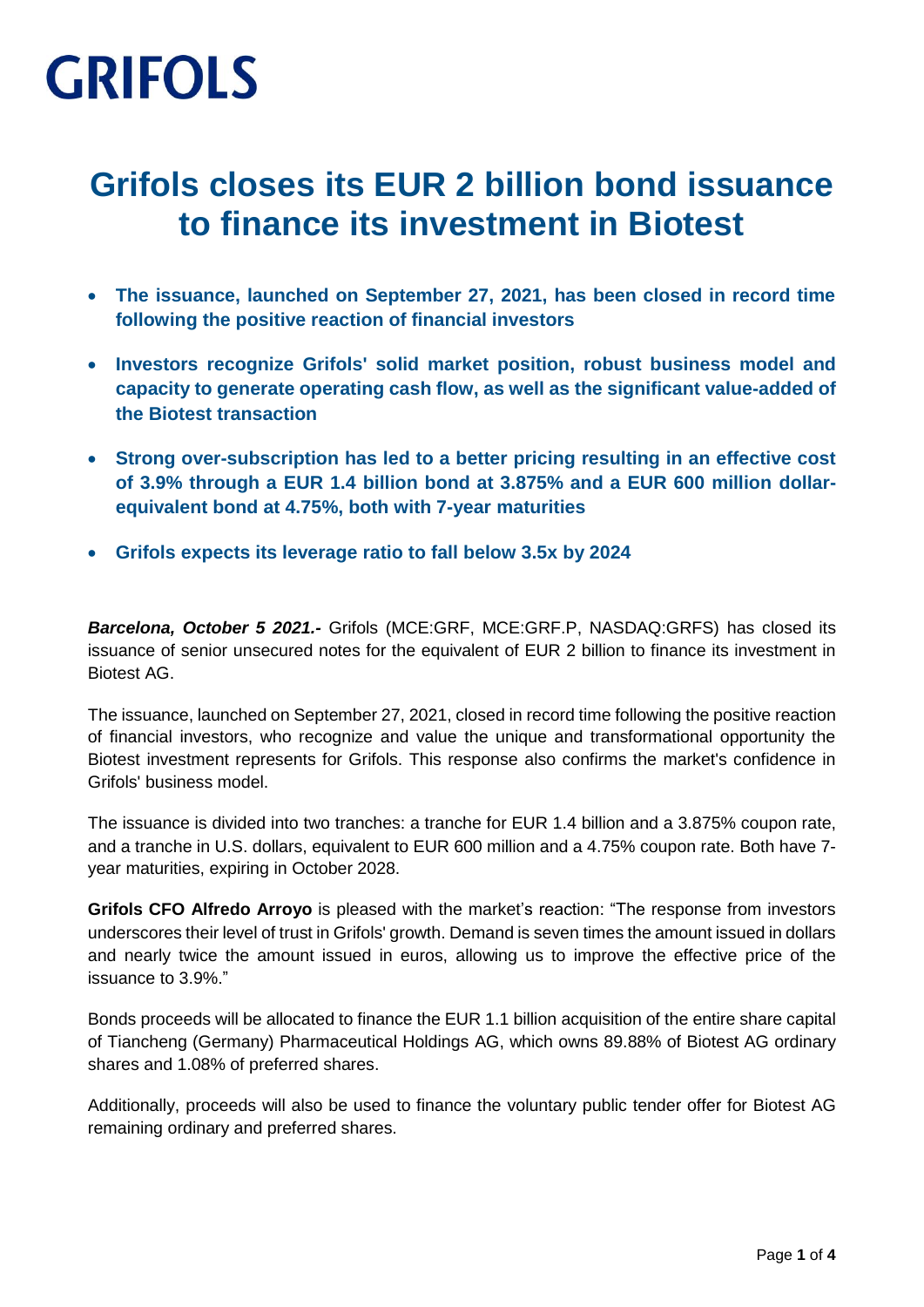# GRIFOLS

# Grifols closes its EUR 2 billion bond issuance to finance its investment in Biotest

- **The issuance, launched on September 27, 2021, has been closed in record time following the positive reaction of financial investors**
- **Investors recognize Grifols' solid market position, robust business model and capacity to generate operating cash flow, as well as the significant value-added of the Biotest transaction**
- **Strong over-subscription has led to a better pricing resulting in an effective cost of 3.9% through a EUR 1.4 billion bond at 3.875% and a EUR 600 million dollar-equivalent bond at 4.75%, both with 7-year maturities**
- **Grifols expects its leverage ratio to fall below 3.5x by 2024**

***Barcelona, October 5 2021.-*** Grifols (MCE:GRF, MCE:GRF.P, NASDAQ:GRFS) has closed its issuance of senior unsecured notes for the equivalent of EUR 2 billion to finance its investment in Biotest AG.

The issuance, launched on September 27, 2021, closed in record time following the positive reaction of financial investors, who recognize and value the unique and transformational opportunity the Biotest investment represents for Grifols. This response also confirms the market's confidence in Grifols' business model.

The issuance is divided into two tranches: a tranche for EUR 1.4 billion and a 3.875% coupon rate, and a tranche in U.S. dollars, equivalent to EUR 600 million and a 4.75% coupon rate. Both have 7-year maturities, expiring in October 2028.

**Grifols CFO Alfredo Arroyo** is pleased with the market's reaction: "The response from investors underscores their level of trust in Grifols' growth. Demand is seven times the amount issued in dollars and nearly twice the amount issued in euros, allowing us to improve the effective price of the issuance to 3.9%."

Bonds proceeds will be allocated to finance the EUR 1.1 billion acquisition of the entire share capital of Tiancheng (Germany) Pharmaceutical Holdings AG, which owns 89.88% of Biotest AG ordinary shares and 1.08% of preferred shares.

Additionally, proceeds will also be used to finance the voluntary public tender offer for Biotest AG remaining ordinary and preferred shares.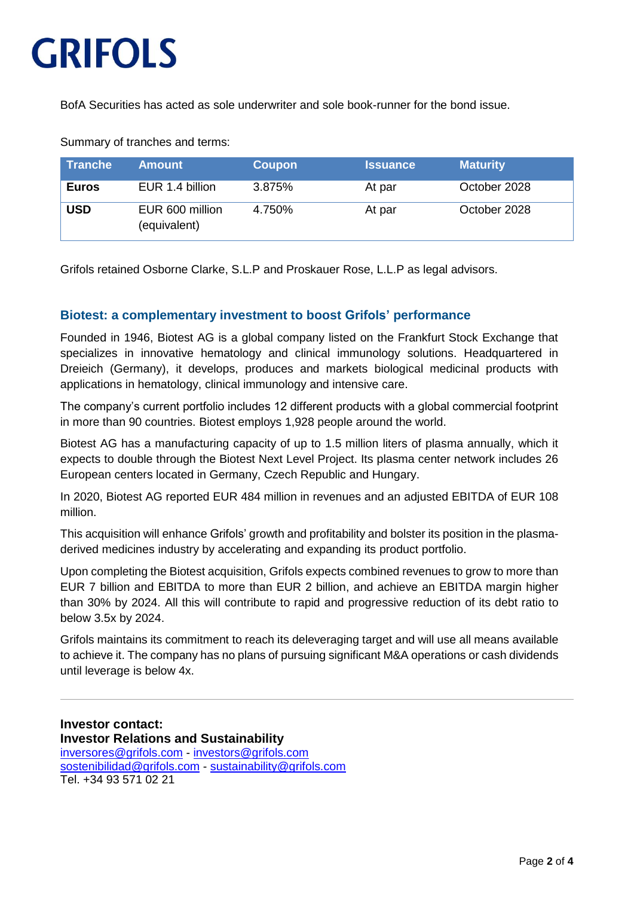BofA Securities has acted as sole underwriter and sole book-runner for the bond issue.

Summary of tranches and terms:

| Tranche | Amount | Coupon | Issuance | Maturity |
| --- | --- | --- | --- | --- |
| **Euros** | EUR 1.4 billion | 3.875% | At par | October 2028 |
| **USD** | EUR 600 million (equivalent) | 4.750% | At par | October 2028 |

Grifols retained Osborne Clarke, S.L.P and Proskauer Rose, L.L.P as legal advisors.

## Biotest: a complementary investment to boost Grifols' performance

Founded in 1946, Biotest AG is a global company listed on the Frankfurt Stock Exchange that specializes in innovative hematology and clinical immunology solutions. Headquartered in Dreieich (Germany), it develops, produces and markets biological medicinal products with applications in hematology, clinical immunology and intensive care.

The company's current portfolio includes 12 different products with a global commercial footprint in more than 90 countries. Biotest employs 1,928 people around the world.

Biotest AG has a manufacturing capacity of up to 1.5 million liters of plasma annually, which it expects to double through the Biotest Next Level Project. Its plasma center network includes 26 European centers located in Germany, Czech Republic and Hungary.

In 2020, Biotest AG reported EUR 484 million in revenues and an adjusted EBITDA of EUR 108 million.

This acquisition will enhance Grifols' growth and profitability and bolster its position in the plasma-derived medicines industry by accelerating and expanding its product portfolio.

Upon completing the Biotest acquisition, Grifols expects combined revenues to grow to more than EUR 7 billion and EBITDA to more than EUR 2 billion, and achieve an EBITDA margin higher than 30% by 2024. All this will contribute to rapid and progressive reduction of its debt ratio to below 3.5x by 2024.

Grifols maintains its commitment to reach its deleveraging target and will use all means available to achieve it. The company has no plans of pursuing significant M&A operations or cash dividends until leverage is below 4x.

---

**Investor contact:**
**Investor Relations and Sustainability**
inversores@grifols.com - investors@grifols.com
sostenibilidad@grifols.com - sustainability@grifols.com
Tel. +34 93 571 02 21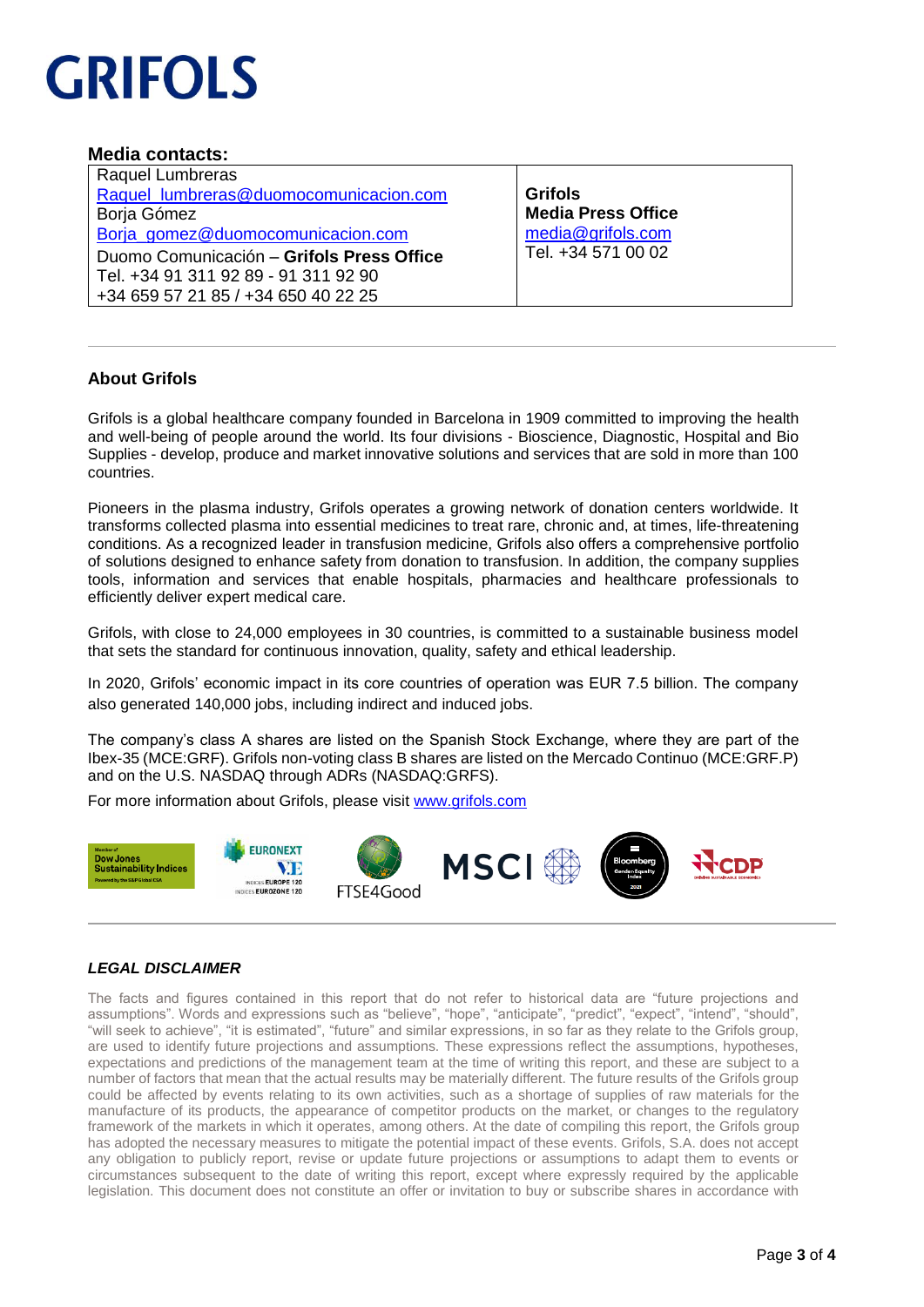GRIFOLS

**Media contacts:**

| Raquel Lumbreras<br>Raquel_lumbreras@duomocomunicacion.com<br>Borja Gómez<br>Borja_gomez@duomocomunicacion.com<br>Duomo Comunicación – **Grifols Press Office**<br>Tel. +34 91 311 92 89 - 91 311 92 90<br>+34 659 57 21 85 / +34 650 40 22 25 | **Grifols**<br>**Media Press Office**<br>media@grifols.com<br>Tel. +34 571 00 02 |
|---|---|

**About Grifols**

Grifols is a global healthcare company founded in Barcelona in 1909 committed to improving the health and well-being of people around the world. Its four divisions - Bioscience, Diagnostic, Hospital and Bio Supplies - develop, produce and market innovative solutions and services that are sold in more than 100 countries.

Pioneers in the plasma industry, Grifols operates a growing network of donation centers worldwide. It transforms collected plasma into essential medicines to treat rare, chronic and, at times, life-threatening conditions. As a recognized leader in transfusion medicine, Grifols also offers a comprehensive portfolio of solutions designed to enhance safety from donation to transfusion. In addition, the company supplies tools, information and services that enable hospitals, pharmacies and healthcare professionals to efficiently deliver expert medical care.

Grifols, with close to 24,000 employees in 30 countries, is committed to a sustainable business model that sets the standard for continuous innovation, quality, safety and ethical leadership.

In 2020, Grifols' economic impact in its core countries of operation was EUR 7.5 billion. The company also generated 140,000 jobs, including indirect and induced jobs.

The company's class A shares are listed on the Spanish Stock Exchange, where they are part of the Ibex-35 (MCE:GRF). Grifols non-voting class B shares are listed on the Mercado Continuo (MCE:GRF.P) and on the U.S. NASDAQ through ADRs (NASDAQ:GRFS).

For more information about Grifols, please visit www.grifols.com

***LEGAL DISCLAIMER***

The facts and figures contained in this report that do not refer to historical data are "future projections and assumptions". Words and expressions such as "believe", "hope", "anticipate", "predict", "expect", "intend", "should", "will seek to achieve", "it is estimated", "future" and similar expressions, in so far as they relate to the Grifols group, are used to identify future projections and assumptions. These expressions reflect the assumptions, hypotheses, expectations and predictions of the management team at the time of writing this report, and these are subject to a number of factors that mean that the actual results may be materially different. The future results of the Grifols group could be affected by events relating to its own activities, such as a shortage of supplies of raw materials for the manufacture of its products, the appearance of competitor products on the market, or changes to the regulatory framework of the markets in which it operates, among others. At the date of compiling this report, the Grifols group has adopted the necessary measures to mitigate the potential impact of these events. Grifols, S.A. does not accept any obligation to publicly report, revise or update future projections or assumptions to adapt them to events or circumstances subsequent to the date of writing this report, except where expressly required by the applicable legislation. This document does not constitute an offer or invitation to buy or subscribe shares in accordance with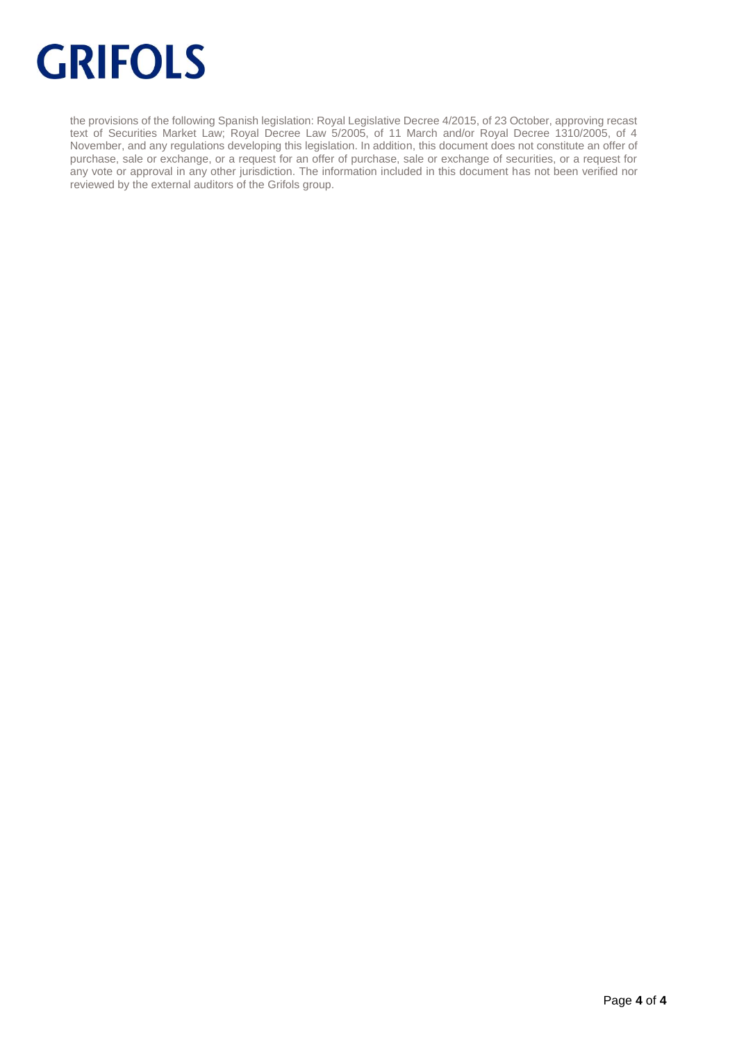the provisions of the following Spanish legislation: Royal Legislative Decree 4/2015, of 23 October, approving recast text of Securities Market Law; Royal Decree Law 5/2005, of 11 March and/or Royal Decree 1310/2005, of 4 November, and any regulations developing this legislation. In addition, this document does not constitute an offer of purchase, sale or exchange, or a request for an offer of purchase, sale or exchange of securities, or a request for any vote or approval in any other jurisdiction. The information included in this document has not been verified nor reviewed by the external auditors of the Grifols group.